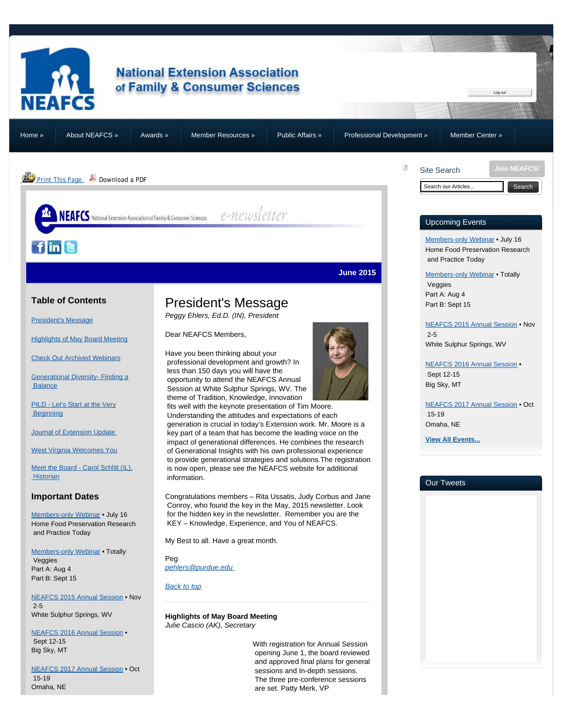# National Extension Association of Family & Consumer Sciences

Log out

Home » | About NEAFCS » | Awards » | Member Resources » | Public Affairs » | Professional Development » | Member Center »

Print This Page. Download a PDF

NEAFCS National Extension Association of Family & Consumer Sciences *e-newsletter*

**June 2015**

## Table of Contents

President's Message

Highlights of May Board Meeting

Check Out Archived Webinars

Generational Diversity- Finding a Balance

PILD - Let's Start at the Very Beginning

Journal of Extension Update

West Virginia Welcomes You

Meet the Board - Carol Schlitt (IL), Historian

## Important Dates

Members-only Webinar • July 16
Home Food Preservation Research and Practice Today

Members-only Webinar • Totally Veggies
Part A: Aug 4
Part B: Sept 15

NEAFCS 2015 Annual Session • Nov 2-5
White Sulphur Springs, WV

NEAFCS 2016 Annual Session • Sept 12-15
Big Sky, MT

NEAFCS 2017 Annual Session • Oct 15-19
Omaha, NE

# President's Message

*Peggy Ehlers, Ed.D. (IN), President*

Dear NEAFCS Members,

Have you been thinking about your professional development and growth? In less than 150 days you will have the opportunity to attend the NEAFCS Annual Session at White Sulphur Springs, WV. The theme of Tradition, Knowledge, Innovation fits well with the keynote presentation of Tim Moore. Understanding the attitudes and expectations of each generation is crucial in today's Extension work. Mr. Moore is a key part of a team that has become the leading voice on the impact of generational differences. He combines the research of Generational Insights with his own professional experience to provide generational strategies and solutions.The registration is now open, please see the NEAFCS website for additional information.

Congratulations members – Rita Ussatis, Judy Corbus and Jane Conroy, who found the key in the May, 2015 newsletter. Look for the hidden key in the newsletter. Remember you are the KEY – Knowledge, Experience, and You of NEAFCS.

My Best to all. Have a great month.

Peg
*pehlers@purdue.edu*

*Back to top*

**Highlights of May Board Meeting**
*Julie Cascio (AK), Secretary*

With registration for Annual Session opening June 1, the board reviewed and approved final plans for general sessions and In-depth sessions. The three pre-conference sessions are set. Patty Merk, VP

Site Search

Search our Articles... Search

Join NEAFCS!

## Upcoming Events

Members-only Webinar • July 16
Home Food Preservation Research and Practice Today

Members-only Webinar • Totally Veggies
Part A: Aug 4
Part B: Sept 15

NEAFCS 2015 Annual Session • Nov 2-5
White Sulphur Springs, WV

NEAFCS 2016 Annual Session • Sept 12-15
Big Sky, MT

NEAFCS 2017 Annual Session • Oct 15-19
Omaha, NE

**View All Events...**

## Our Tweets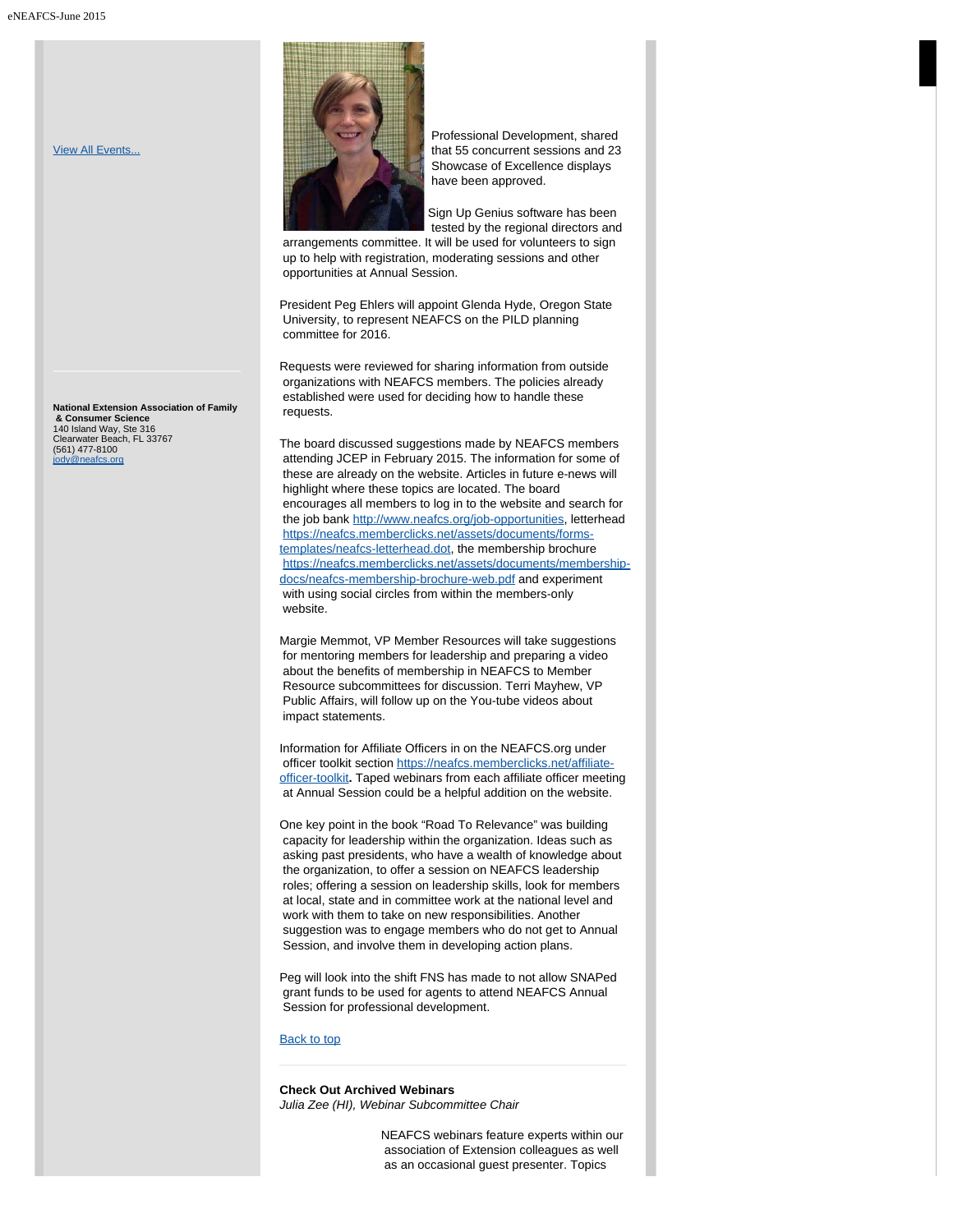[View All Events...](#)

**National Extension Association of Family & Consumer Science**
140 Island Way, Ste 316
Clearwater Beach, FL 33767
(561) 477-8100
jody@neafcs.org

Professional Development, shared that 55 concurrent sessions and 23 Showcase of Excellence displays have been approved.

Sign Up Genius software has been tested by the regional directors and arrangements committee. It will be used for volunteers to sign up to help with registration, moderating sessions and other opportunities at Annual Session.

President Peg Ehlers will appoint Glenda Hyde, Oregon State University, to represent NEAFCS on the PILD planning committee for 2016.

Requests were reviewed for sharing information from outside organizations with NEAFCS members. The policies already established were used for deciding how to handle these requests.

The board discussed suggestions made by NEAFCS members attending JCEP in February 2015. The information for some of these are already on the website. Articles in future e-news will highlight where these topics are located. The board encourages all members to log in to the website and search for the job bank http://www.neafcs.org/job-opportunities, letterhead https://neafcs.memberclicks.net/assets/documents/forms-templates/neafcs-letterhead.dot, the membership brochure https://neafcs.memberclicks.net/assets/documents/membership-docs/neafcs-membership-brochure-web.pdf and experiment with using social circles from within the members-only website.

Margie Memmot, VP Member Resources will take suggestions for mentoring members for leadership and preparing a video about the benefits of membership in NEAFCS to Member Resource subcommittees for discussion. Terri Mayhew, VP Public Affairs, will follow up on the You-tube videos about impact statements.

Information for Affiliate Officers in on the NEAFCS.org under officer toolkit section https://neafcs.memberclicks.net/affiliate-officer-toolkit**.** Taped webinars from each affiliate officer meeting at Annual Session could be a helpful addition on the website.

One key point in the book "Road To Relevance" was building capacity for leadership within the organization. Ideas such as asking past presidents, who have a wealth of knowledge about the organization, to offer a session on NEAFCS leadership roles; offering a session on leadership skills, look for members at local, state and in committee work at the national level and work with them to take on new responsibilities. Another suggestion was to engage members who do not get to Annual Session, and involve them in developing action plans.

Peg will look into the shift FNS has made to not allow SNAPed grant funds to be used for agents to attend NEAFCS Annual Session for professional development.

[Back to top](#)

---

**Check Out Archived Webinars**
*Julia Zee (HI), Webinar Subcommittee Chair*

NEAFCS webinars feature experts within our association of Extension colleagues as well as an occasional guest presenter. Topics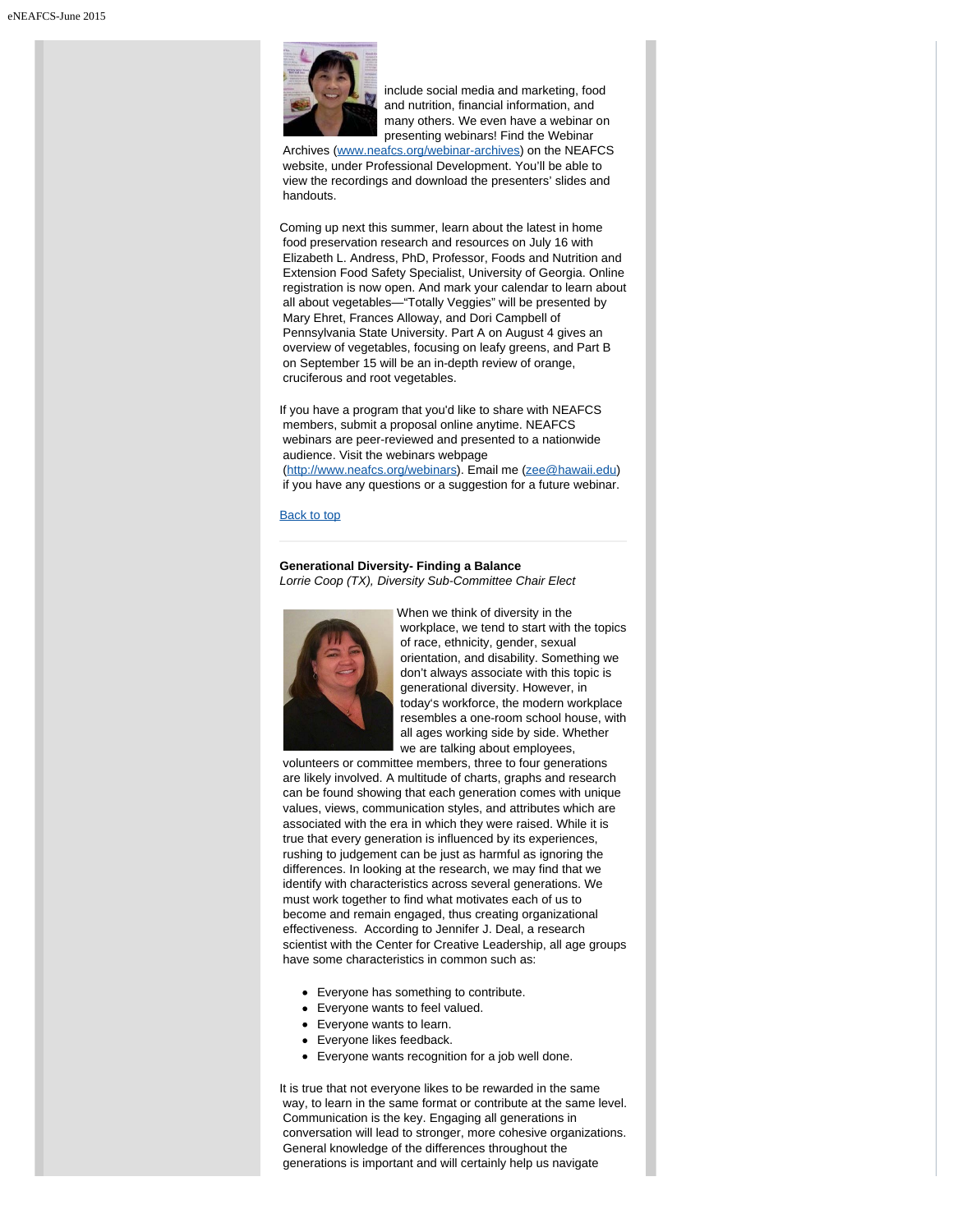include social media and marketing, food and nutrition, financial information, and many others. We even have a webinar on presenting webinars! Find the Webinar Archives (www.neafcs.org/webinar-archives) on the NEAFCS website, under Professional Development. You'll be able to view the recordings and download the presenters' slides and handouts.

Coming up next this summer, learn about the latest in home food preservation research and resources on July 16 with Elizabeth L. Andress, PhD, Professor, Foods and Nutrition and Extension Food Safety Specialist, University of Georgia. Online registration is now open. And mark your calendar to learn about all about vegetables—"Totally Veggies" will be presented by Mary Ehret, Frances Alloway, and Dori Campbell of Pennsylvania State University. Part A on August 4 gives an overview of vegetables, focusing on leafy greens, and Part B on September 15 will be an in-depth review of orange, cruciferous and root vegetables.

If you have a program that you'd like to share with NEAFCS members, submit a proposal online anytime. NEAFCS webinars are peer-reviewed and presented to a nationwide audience. Visit the webinars webpage (http://www.neafcs.org/webinars). Email me (zee@hawaii.edu) if you have any questions or a suggestion for a future webinar.

Back to top

---

**Generational Diversity- Finding a Balance**
*Lorrie Coop (TX), Diversity Sub-Committee Chair Elect*

When we think of diversity in the workplace, we tend to start with the topics of race, ethnicity, gender, sexual orientation, and disability. Something we don't always associate with this topic is generational diversity. However, in today's workforce, the modern workplace resembles a one-room school house, with all ages working side by side. Whether we are talking about employees, volunteers or committee members, three to four generations are likely involved. A multitude of charts, graphs and research can be found showing that each generation comes with unique values, views, communication styles, and attributes which are associated with the era in which they were raised. While it is true that every generation is influenced by its experiences, rushing to judgement can be just as harmful as ignoring the differences. In looking at the research, we may find that we identify with characteristics across several generations. We must work together to find what motivates each of us to become and remain engaged, thus creating organizational effectiveness. According to Jennifer J. Deal, a research scientist with the Center for Creative Leadership, all age groups have some characteristics in common such as:

- Everyone has something to contribute.
- Everyone wants to feel valued.
- Everyone wants to learn.
- Everyone likes feedback.
- Everyone wants recognition for a job well done.

It is true that not everyone likes to be rewarded in the same way, to learn in the same format or contribute at the same level. Communication is the key. Engaging all generations in conversation will lead to stronger, more cohesive organizations. General knowledge of the differences throughout the generations is important and will certainly help us navigate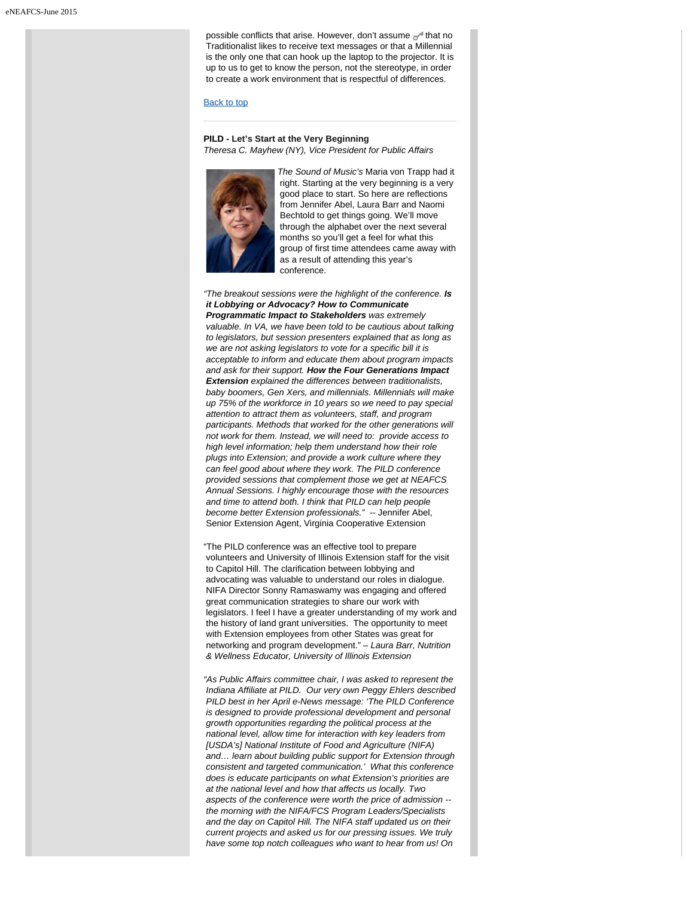possible conflicts that arise. However, don't assume that no Traditionalist likes to receive text messages or that a Millennial is the only one that can hook up the laptop to the projector. It is up to us to get to know the person, not the stereotype, in order to create a work environment that is respectful of differences.

Back to top

---

**PILD - Let's Start at the Very Beginning**
*Theresa C. Mayhew (NY), Vice President for Public Affairs*

*The Sound of Music's* Maria von Trapp had it right. Starting at the very beginning is a very good place to start. So here are reflections from Jennifer Abel, Laura Barr and Naomi Bechtold to get things going. We'll move through the alphabet over the next several months so you'll get a feel for what this group of first time attendees came away with as a result of attending this year's conference.

*"The breakout sessions were the highlight of the conference.* ***Is it Lobbying or Advocacy? How to Communicate Programmatic Impact to Stakeholders*** *was extremely valuable. In VA, we have been told to be cautious about talking to legislators, but session presenters explained that as long as we are not asking legislators to vote for a specific bill it is acceptable to inform and educate them about program impacts and ask for their support.* ***How the Four Generations Impact Extension*** *explained the differences between traditionalists, baby boomers, Gen Xers, and millennials. Millennials will make up 75% of the workforce in 10 years so we need to pay special attention to attract them as volunteers, staff, and program participants. Methods that worked for the other generations will not work for them. Instead, we will need to: provide access to high level information; help them understand how their role plugs into Extension; and provide a work culture where they can feel good about where they work. The PILD conference provided sessions that complement those we get at NEAFCS Annual Sessions. I highly encourage those with the resources and time to attend both. I think that PILD can help people become better Extension professionals."* -- Jennifer Abel, Senior Extension Agent, Virginia Cooperative Extension

"The PILD conference was an effective tool to prepare volunteers and University of Illinois Extension staff for the visit to Capitol Hill. The clarification between lobbying and advocating was valuable to understand our roles in dialogue. NIFA Director Sonny Ramaswamy was engaging and offered great communication strategies to share our work with legislators. I feel I have a greater understanding of my work and the history of land grant universities. The opportunity to meet with Extension employees from other States was great for networking and program development." – *Laura Barr, Nutrition & Wellness Educator, University of Illinois Extension*

*"As Public Affairs committee chair, I was asked to represent the Indiana Affiliate at PILD. Our very own Peggy Ehlers described PILD best in her April e-News message: 'The PILD Conference is designed to provide professional development and personal growth opportunities regarding the political process at the national level, allow time for interaction with key leaders from [USDA's] National Institute of Food and Agriculture (NIFA) and… learn about building public support for Extension through consistent and targeted communication.' What this conference does is educate participants on what Extension's priorities are at the national level and how that affects us locally. Two aspects of the conference were worth the price of admission -- the morning with the NIFA/FCS Program Leaders/Specialists and the day on Capitol Hill. The NIFA staff updated us on their current projects and asked us for our pressing issues. We truly have some top notch colleagues who want to hear from us! On*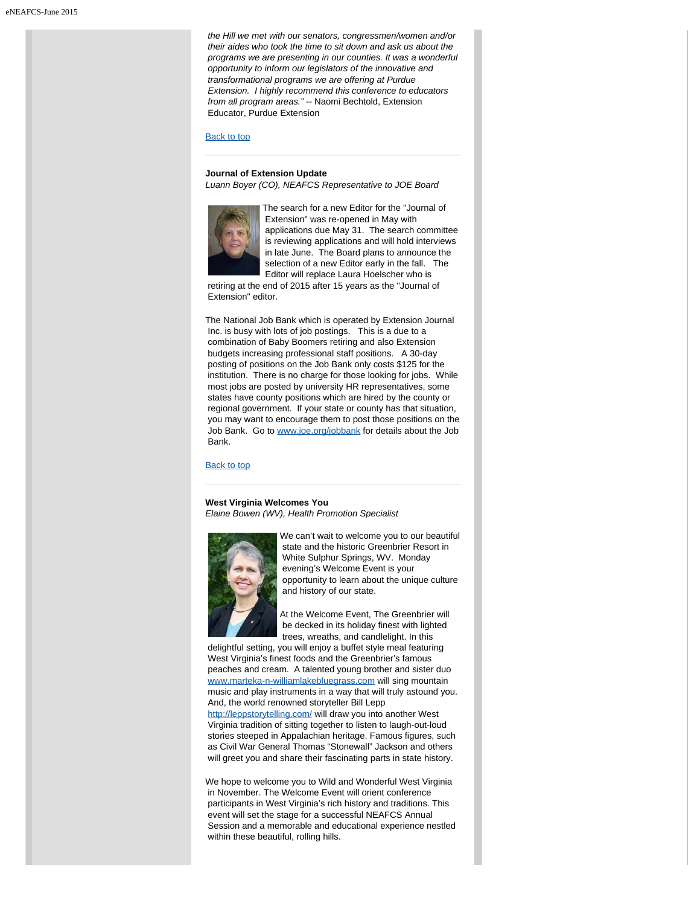*the Hill we met with our senators, congressmen/women and/or their aides who took the time to sit down and ask us about the programs we are presenting in our counties. It was a wonderful opportunity to inform our legislators of the innovative and transformational programs we are offering at Purdue Extension. I highly recommend this conference to educators from all program areas."* -- Naomi Bechtold, Extension Educator, Purdue Extension

Back to top

---

**Journal of Extension Update**
*Luann Boyer (CO), NEAFCS Representative to JOE Board*

The search for a new Editor for the "Journal of Extension" was re-opened in May with applications due May 31. The search committee is reviewing applications and will hold interviews in late June. The Board plans to announce the selection of a new Editor early in the fall. The Editor will replace Laura Hoelscher who is retiring at the end of 2015 after 15 years as the "Journal of Extension" editor.

The National Job Bank which is operated by Extension Journal Inc. is busy with lots of job postings. This is a due to a combination of Baby Boomers retiring and also Extension budgets increasing professional staff positions. A 30-day posting of positions on the Job Bank only costs $125 for the institution. There is no charge for those looking for jobs. While most jobs are posted by university HR representatives, some states have county positions which are hired by the county or regional government. If your state or county has that situation, you may want to encourage them to post those positions on the Job Bank. Go to www.joe.org/jobbank for details about the Job Bank.

Back to top

---

**West Virginia Welcomes You**
*Elaine Bowen (WV), Health Promotion Specialist*

We can't wait to welcome you to our beautiful state and the historic Greenbrier Resort in White Sulphur Springs, WV. Monday evening's Welcome Event is your opportunity to learn about the unique culture and history of our state.

At the Welcome Event, The Greenbrier will be decked in its holiday finest with lighted trees, wreaths, and candlelight. In this delightful setting, you will enjoy a buffet style meal featuring West Virginia's finest foods and the Greenbrier's famous peaches and cream. A talented young brother and sister duo www.marteka-n-williamlakebluegrass.com will sing mountain music and play instruments in a way that will truly astound you. And, the world renowned storyteller Bill Lepp http://leppstorytelling.com/ will draw you into another West Virginia tradition of sitting together to listen to laugh-out-loud stories steeped in Appalachian heritage. Famous figures, such as Civil War General Thomas "Stonewall" Jackson and others will greet you and share their fascinating parts in state history.

We hope to welcome you to Wild and Wonderful West Virginia in November. The Welcome Event will orient conference participants in West Virginia's rich history and traditions. This event will set the stage for a successful NEAFCS Annual Session and a memorable and educational experience nestled within these beautiful, rolling hills.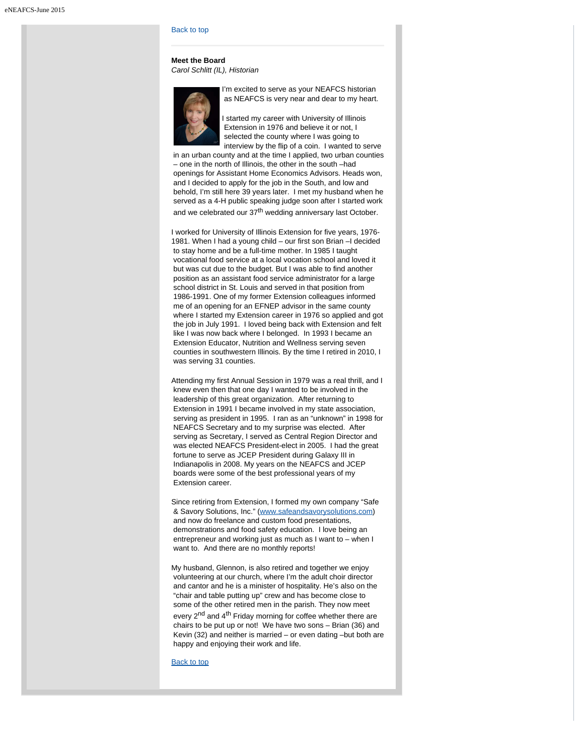Back to top

**Meet the Board**
*Carol Schlitt (IL), Historian*

I'm excited to serve as your NEAFCS historian as NEAFCS is very near and dear to my heart.

I started my career with University of Illinois Extension in 1976 and believe it or not, I selected the county where I was going to interview by the flip of a coin. I wanted to serve in an urban county and at the time I applied, two urban counties – one in the north of Illinois, the other in the south –had openings for Assistant Home Economics Advisors. Heads won, and I decided to apply for the job in the South, and low and behold, I'm still here 39 years later. I met my husband when he served as a 4-H public speaking judge soon after I started work and we celebrated our 37th wedding anniversary last October.

I worked for University of Illinois Extension for five years, 1976-1981. When I had a young child – our first son Brian –I decided to stay home and be a full-time mother. In 1985 I taught vocational food service at a local vocation school and loved it but was cut due to the budget. But I was able to find another position as an assistant food service administrator for a large school district in St. Louis and served in that position from 1986-1991. One of my former Extension colleagues informed me of an opening for an EFNEP advisor in the same county where I started my Extension career in 1976 so applied and got the job in July 1991. I loved being back with Extension and felt like I was now back where I belonged. In 1993 I became an Extension Educator, Nutrition and Wellness serving seven counties in southwestern Illinois. By the time I retired in 2010, I was serving 31 counties.

Attending my first Annual Session in 1979 was a real thrill, and I knew even then that one day I wanted to be involved in the leadership of this great organization. After returning to Extension in 1991 I became involved in my state association, serving as president in 1995. I ran as an "unknown" in 1998 for NEAFCS Secretary and to my surprise was elected. After serving as Secretary, I served as Central Region Director and was elected NEAFCS President-elect in 2005. I had the great fortune to serve as JCEP President during Galaxy III in Indianapolis in 2008. My years on the NEAFCS and JCEP boards were some of the best professional years of my Extension career.

Since retiring from Extension, I formed my own company "Safe & Savory Solutions, Inc." (www.safeandsavorysolutions.com) and now do freelance and custom food presentations, demonstrations and food safety education. I love being an entrepreneur and working just as much as I want to – when I want to. And there are no monthly reports!

My husband, Glennon, is also retired and together we enjoy volunteering at our church, where I'm the adult choir director and cantor and he is a minister of hospitality. He's also on the "chair and table putting up" crew and has become close to some of the other retired men in the parish. They now meet every 2nd and 4th Friday morning for coffee whether there are chairs to be put up or not! We have two sons – Brian (36) and Kevin (32) and neither is married – or even dating –but both are happy and enjoying their work and life.

Back to top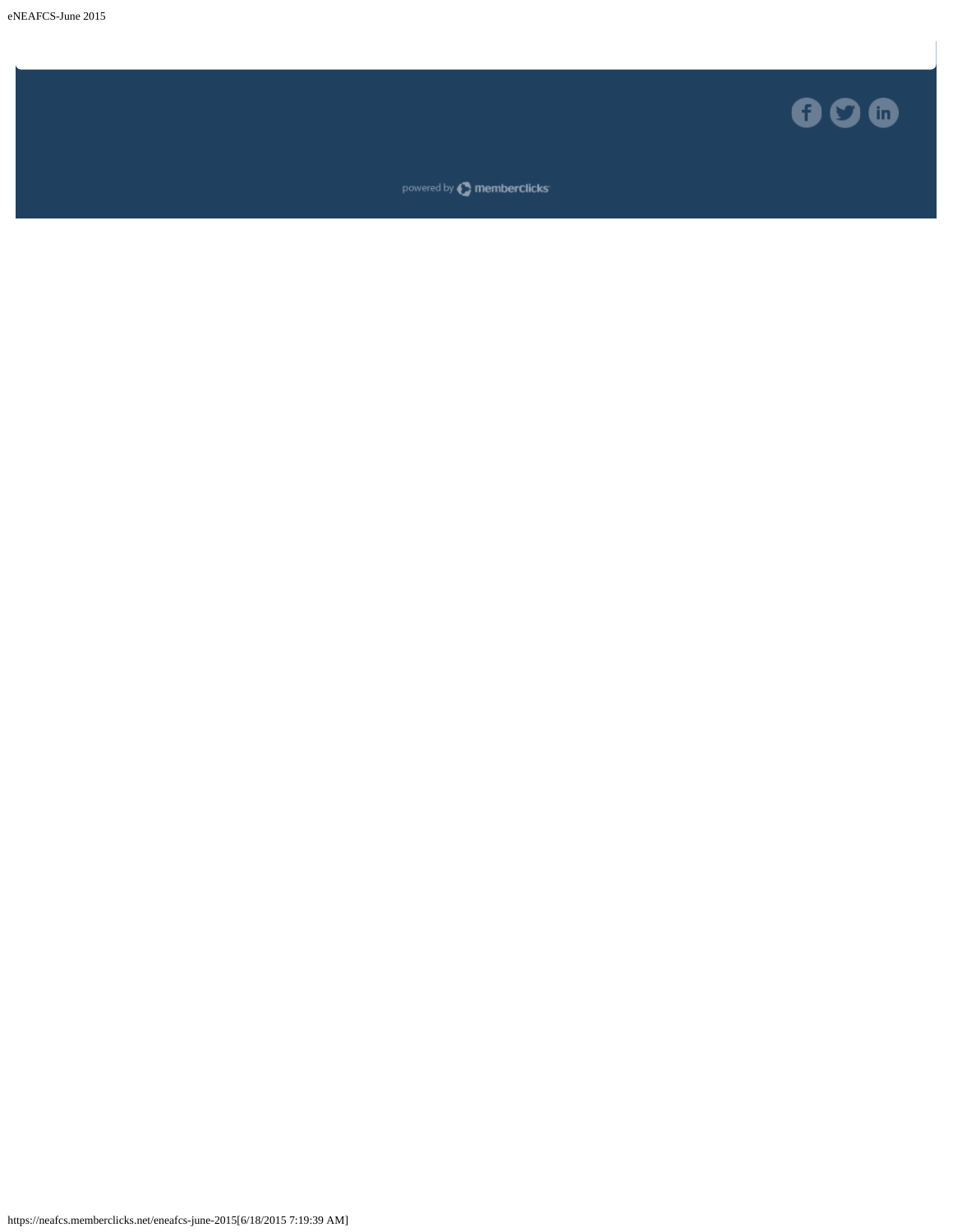powered by memberclicks